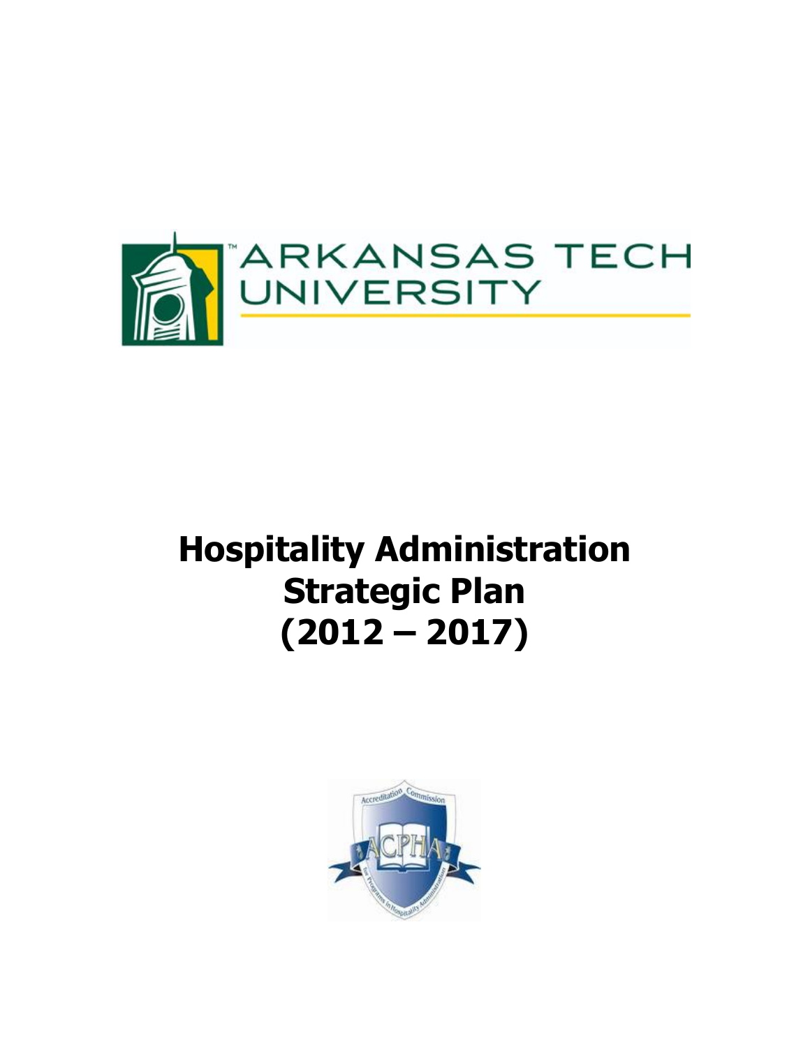ARKANSAS TECH UNIVERSITY

# Hospitality Administration Strategic Plan (2012 – 2017)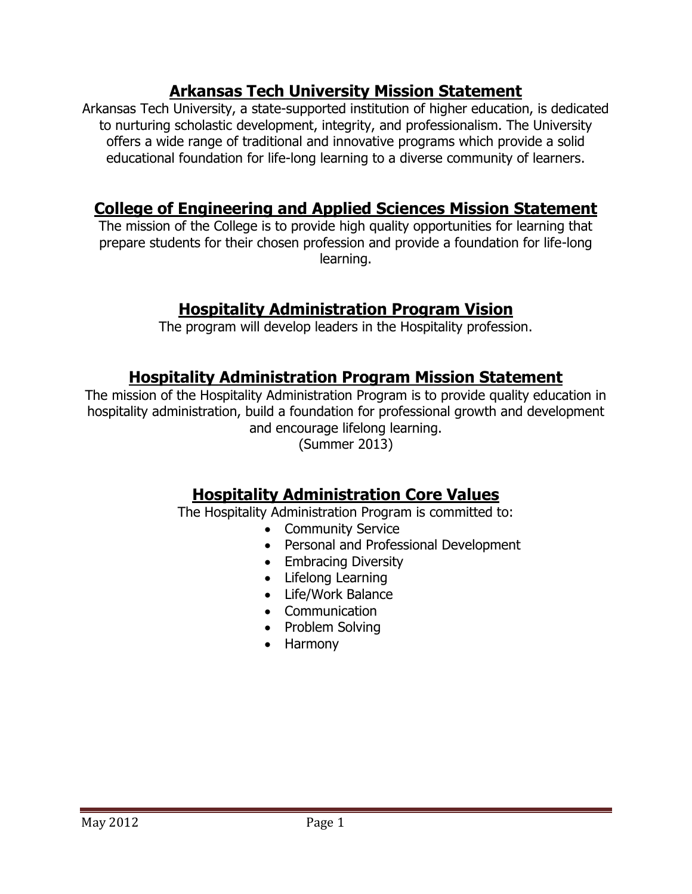## Arkansas Tech University Mission Statement

Arkansas Tech University, a state-supported institution of higher education, is dedicated to nurturing scholastic development, integrity, and professionalism. The University offers a wide range of traditional and innovative programs which provide a solid educational foundation for life-long learning to a diverse community of learners.

## College of Engineering and Applied Sciences Mission Statement

The mission of the College is to provide high quality opportunities for learning that prepare students for their chosen profession and provide a foundation for life-long learning.

## Hospitality Administration Program Vision

The program will develop leaders in the Hospitality profession.

## Hospitality Administration Program Mission Statement

The mission of the Hospitality Administration Program is to provide quality education in hospitality administration, build a foundation for professional growth and development and encourage lifelong learning.
(Summer 2013)

## Hospitality Administration Core Values

The Hospitality Administration Program is committed to:

- Community Service
- Personal and Professional Development
- Embracing Diversity
- Lifelong Learning
- Life/Work Balance
- Communication
- Problem Solving
- Harmony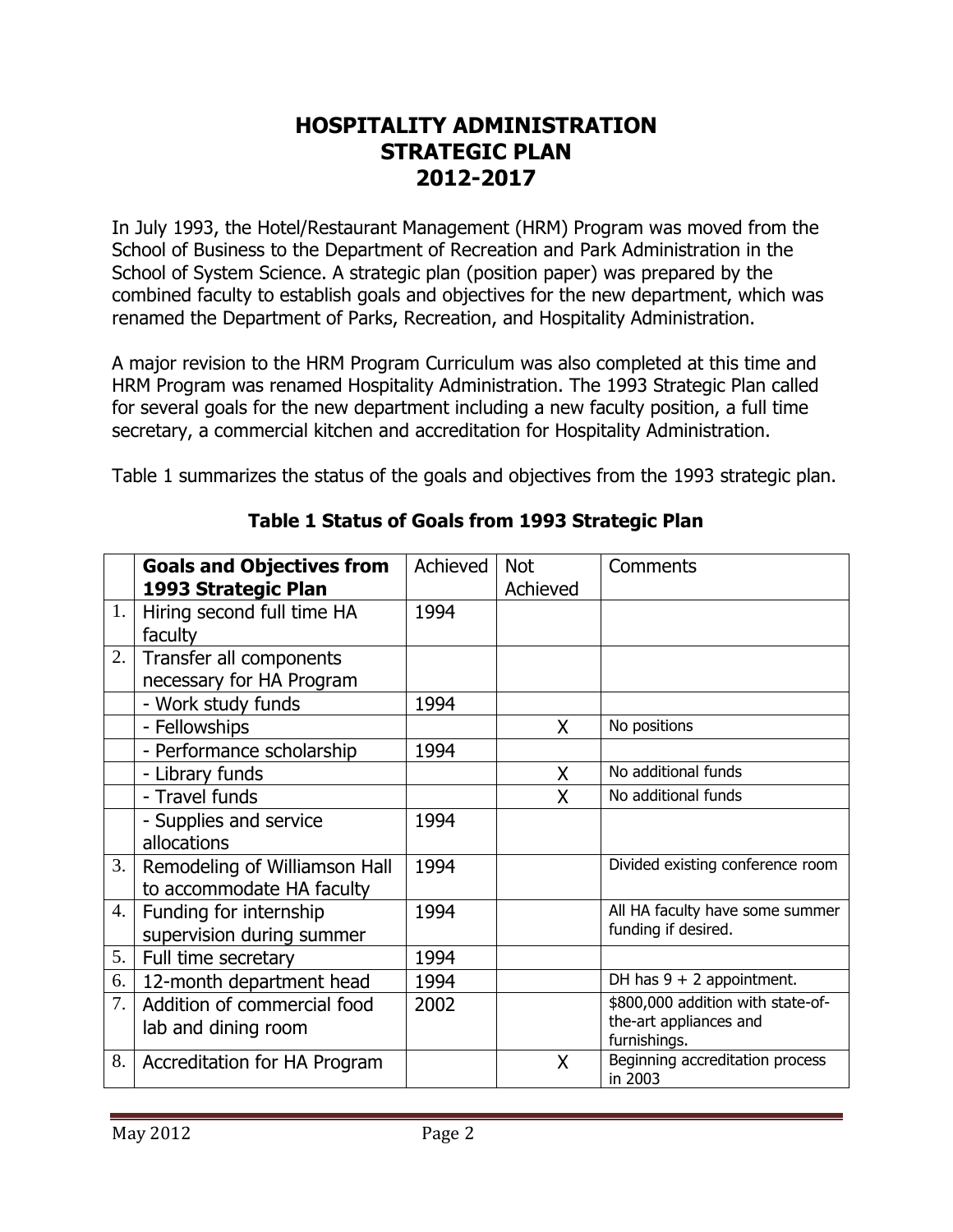# HOSPITALITY ADMINISTRATION STRATEGIC PLAN 2012-2017

In July 1993, the Hotel/Restaurant Management (HRM) Program was moved from the School of Business to the Department of Recreation and Park Administration in the School of System Science. A strategic plan (position paper) was prepared by the combined faculty to establish goals and objectives for the new department, which was renamed the Department of Parks, Recreation, and Hospitality Administration.

A major revision to the HRM Program Curriculum was also completed at this time and HRM Program was renamed Hospitality Administration. The 1993 Strategic Plan called for several goals for the new department including a new faculty position, a full time secretary, a commercial kitchen and accreditation for Hospitality Administration.

Table 1 summarizes the status of the goals and objectives from the 1993 strategic plan.

**Table 1 Status of Goals from 1993 Strategic Plan**

| | **Goals and Objectives from 1993 Strategic Plan** | Achieved | Not Achieved | Comments |
|---|---|---|---|---|
| 1. | Hiring second full time HA faculty | 1994 | | |
| 2. | Transfer all components necessary for HA Program | | | |
| | - Work study funds | 1994 | | |
| | - Fellowships | | X | No positions |
| | - Performance scholarship | 1994 | | |
| | - Library funds | | X | No additional funds |
| | - Travel funds | | X | No additional funds |
| | - Supplies and service allocations | 1994 | | |
| 3. | Remodeling of Williamson Hall to accommodate HA faculty | 1994 | | Divided existing conference room |
| 4. | Funding for internship supervision during summer | 1994 | | All HA faculty have some summer funding if desired. |
| 5. | Full time secretary | 1994 | | |
| 6. | 12-month department head | 1994 | | DH has 9 + 2 appointment. |
| 7. | Addition of commercial food lab and dining room | 2002 | | $800,000 addition with state-of-the-art appliances and furnishings. |
| 8. | Accreditation for HA Program | | X | Beginning accreditation process in 2003 |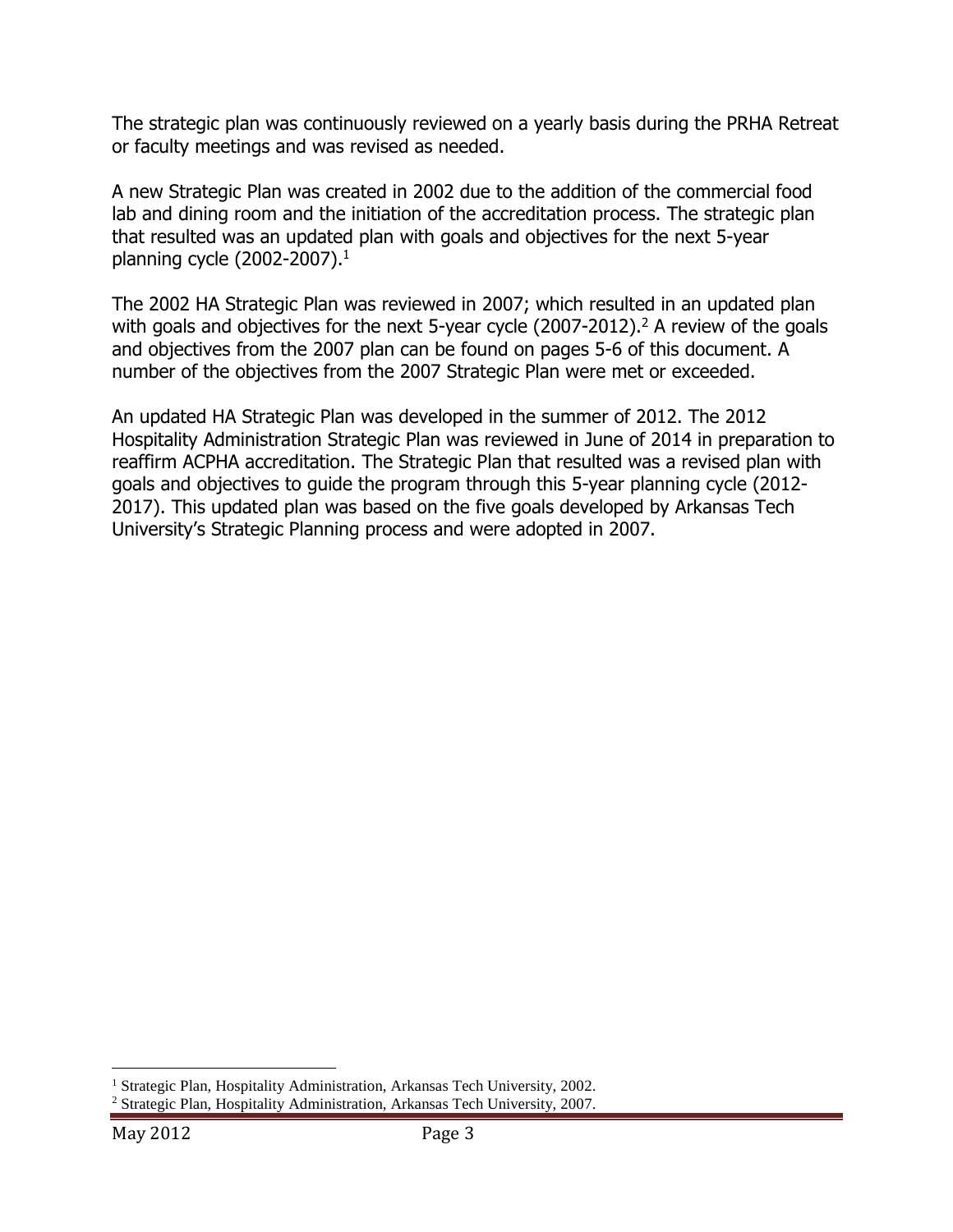The strategic plan was continuously reviewed on a yearly basis during the PRHA Retreat or faculty meetings and was revised as needed.

A new Strategic Plan was created in 2002 due to the addition of the commercial food lab and dining room and the initiation of the accreditation process. The strategic plan that resulted was an updated plan with goals and objectives for the next 5-year planning cycle (2002-2007).[1]

The 2002 HA Strategic Plan was reviewed in 2007; which resulted in an updated plan with goals and objectives for the next 5-year cycle (2007-2012).[2] A review of the goals and objectives from the 2007 plan can be found on pages 5-6 of this document. A number of the objectives from the 2007 Strategic Plan were met or exceeded.

An updated HA Strategic Plan was developed in the summer of 2012. The 2012 Hospitality Administration Strategic Plan was reviewed in June of 2014 in preparation to reaffirm ACPHA accreditation. The Strategic Plan that resulted was a revised plan with goals and objectives to guide the program through this 5-year planning cycle (2012-2017). This updated plan was based on the five goals developed by Arkansas Tech University's Strategic Planning process and were adopted in 2007.

---

[1] Strategic Plan, Hospitality Administration, Arkansas Tech University, 2002.

[2] Strategic Plan, Hospitality Administration, Arkansas Tech University, 2007.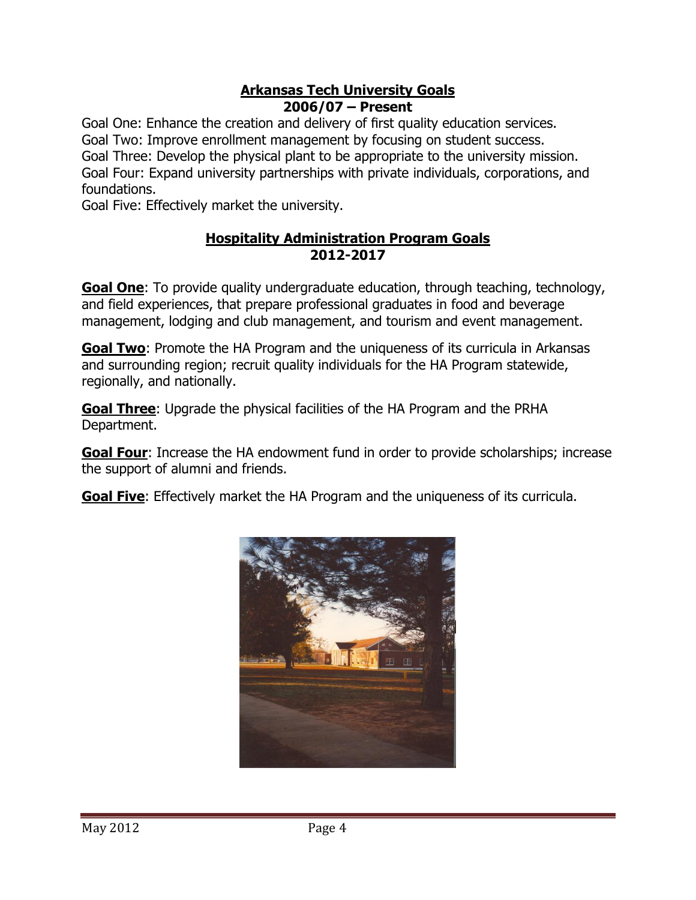## Arkansas Tech University Goals
### 2006/07 – Present

Goal One: Enhance the creation and delivery of first quality education services.
Goal Two: Improve enrollment management by focusing on student success.
Goal Three: Develop the physical plant to be appropriate to the university mission.
Goal Four: Expand university partnerships with private individuals, corporations, and foundations.
Goal Five: Effectively market the university.

## Hospitality Administration Program Goals
### 2012-2017

**Goal One**: To provide quality undergraduate education, through teaching, technology, and field experiences, that prepare professional graduates in food and beverage management, lodging and club management, and tourism and event management.

**Goal Two**: Promote the HA Program and the uniqueness of its curricula in Arkansas and surrounding region; recruit quality individuals for the HA Program statewide, regionally, and nationally.

**Goal Three**: Upgrade the physical facilities of the HA Program and the PRHA Department.

**Goal Four**: Increase the HA endowment fund in order to provide scholarships; increase the support of alumni and friends.

**Goal Five**: Effectively market the HA Program and the uniqueness of its curricula.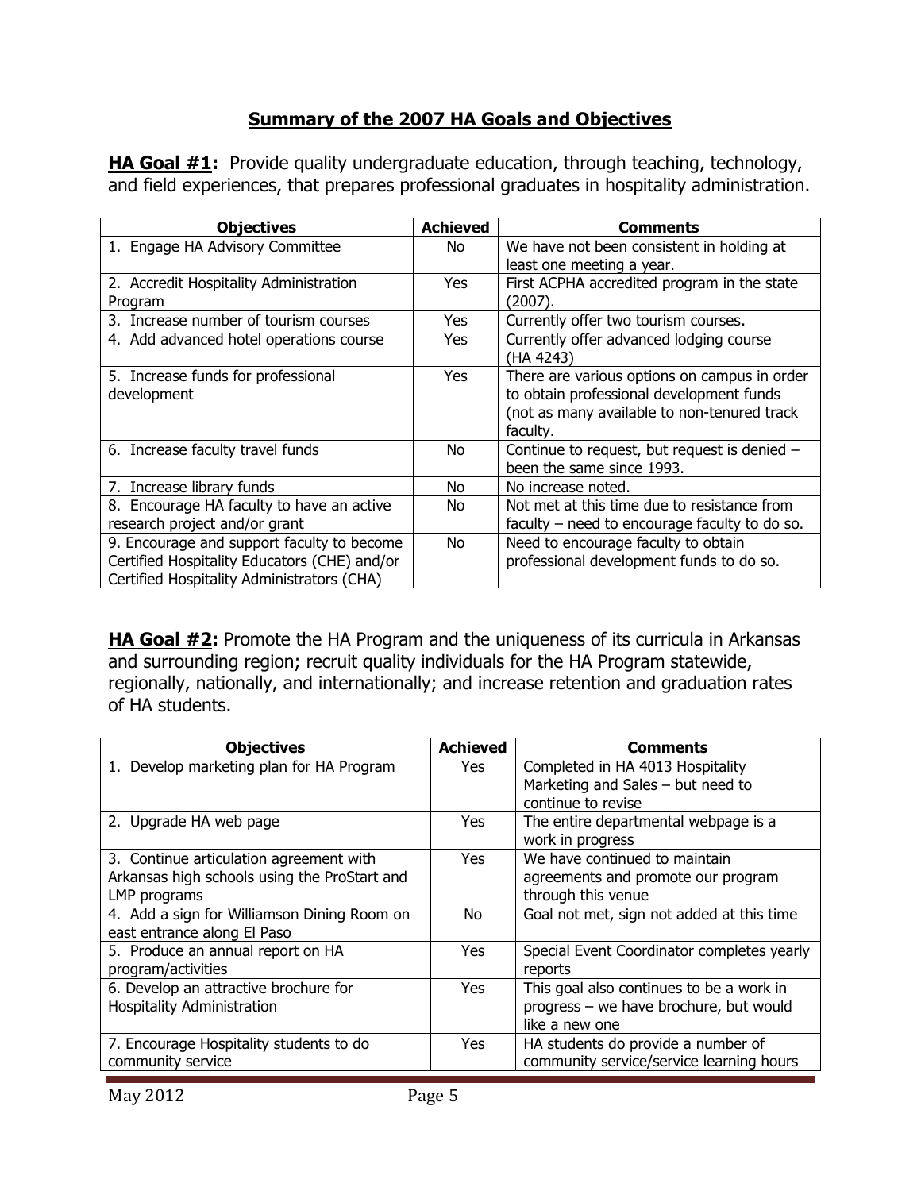## Summary of the 2007 HA Goals and Objectives

**HA Goal #1:** Provide quality undergraduate education, through teaching, technology, and field experiences, that prepares professional graduates in hospitality administration.

| Objectives | Achieved | Comments |
|---|---|---|
| 1. Engage HA Advisory Committee | No | We have not been consistent in holding at least one meeting a year. |
| 2. Accredit Hospitality Administration Program | Yes | First ACPHA accredited program in the state (2007). |
| 3. Increase number of tourism courses | Yes | Currently offer two tourism courses. |
| 4. Add advanced hotel operations course | Yes | Currently offer advanced lodging course (HA 4243) |
| 5. Increase funds for professional development | Yes | There are various options on campus in order to obtain professional development funds (not as many available to non-tenured track faculty. |
| 6. Increase faculty travel funds | No | Continue to request, but request is denied – been the same since 1993. |
| 7. Increase library funds | No | No increase noted. |
| 8. Encourage HA faculty to have an active research project and/or grant | No | Not met at this time due to resistance from faculty – need to encourage faculty to do so. |
| 9. Encourage and support faculty to become Certified Hospitality Educators (CHE) and/or Certified Hospitality Administrators (CHA) | No | Need to encourage faculty to obtain professional development funds to do so. |

**HA Goal #2:** Promote the HA Program and the uniqueness of its curricula in Arkansas and surrounding region; recruit quality individuals for the HA Program statewide, regionally, nationally, and internationally; and increase retention and graduation rates of HA students.

| Objectives | Achieved | Comments |
|---|---|---|
| 1. Develop marketing plan for HA Program | Yes | Completed in HA 4013 Hospitality Marketing and Sales – but need to continue to revise |
| 2. Upgrade HA web page | Yes | The entire departmental webpage is a work in progress |
| 3. Continue articulation agreement with Arkansas high schools using the ProStart and LMP programs | Yes | We have continued to maintain agreements and promote our program through this venue |
| 4. Add a sign for Williamson Dining Room on east entrance along El Paso | No | Goal not met, sign not added at this time |
| 5. Produce an annual report on HA program/activities | Yes | Special Event Coordinator completes yearly reports |
| 6. Develop an attractive brochure for Hospitality Administration | Yes | This goal also continues to be a work in progress – we have brochure, but would like a new one |
| 7. Encourage Hospitality students to do community service | Yes | HA students do provide a number of community service/service learning hours |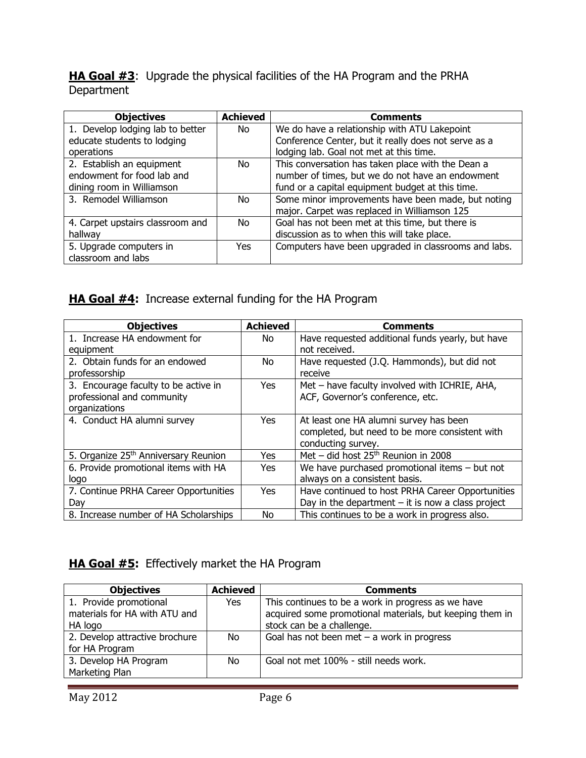**<u>HA Goal #3</u>**: Upgrade the physical facilities of the HA Program and the PRHA Department

| Objectives | Achieved | Comments |
|---|---|---|
| 1. Develop lodging lab to better educate students to lodging operations | No | We do have a relationship with ATU Lakepoint Conference Center, but it really does not serve as a lodging lab. Goal not met at this time. |
| 2. Establish an equipment endowment for food lab and dining room in Williamson | No | This conversation has taken place with the Dean a number of times, but we do not have an endowment fund or a capital equipment budget at this time. |
| 3. Remodel Williamson | No | Some minor improvements have been made, but noting major. Carpet was replaced in Williamson 125 |
| 4. Carpet upstairs classroom and hallway | No | Goal has not been met at this time, but there is discussion as to when this will take place. |
| 5. Upgrade computers in classroom and labs | Yes | Computers have been upgraded in classrooms and labs. |

## **<u>HA Goal #4</u>:** Increase external funding for the HA Program

| Objectives | Achieved | Comments |
|---|---|---|
| 1. Increase HA endowment for equipment | No | Have requested additional funds yearly, but have not received. |
| 2. Obtain funds for an endowed professorship | No | Have requested (J.Q. Hammonds), but did not receive |
| 3. Encourage faculty to be active in professional and community organizations | Yes | Met – have faculty involved with ICHRIE, AHA, ACF, Governor's conference, etc. |
| 4. Conduct HA alumni survey | Yes | At least one HA alumni survey has been completed, but need to be more consistent with conducting survey. |
| 5. Organize 25th Anniversary Reunion | Yes | Met – did host 25th Reunion in 2008 |
| 6. Provide promotional items with HA logo | Yes | We have purchased promotional items – but not always on a consistent basis. |
| 7. Continue PRHA Career Opportunities Day | Yes | Have continued to host PRHA Career Opportunities Day in the department – it is now a class project |
| 8. Increase number of HA Scholarships | No | This continues to be a work in progress also. |

## **<u>HA Goal #5</u>:** Effectively market the HA Program

| Objectives | Achieved | Comments |
|---|---|---|
| 1. Provide promotional materials for HA with ATU and HA logo | Yes | This continues to be a work in progress as we have acquired some promotional materials, but keeping them in stock can be a challenge. |
| 2. Develop attractive brochure for HA Program | No | Goal has not been met – a work in progress |
| 3. Develop HA Program Marketing Plan | No | Goal not met 100% - still needs work. |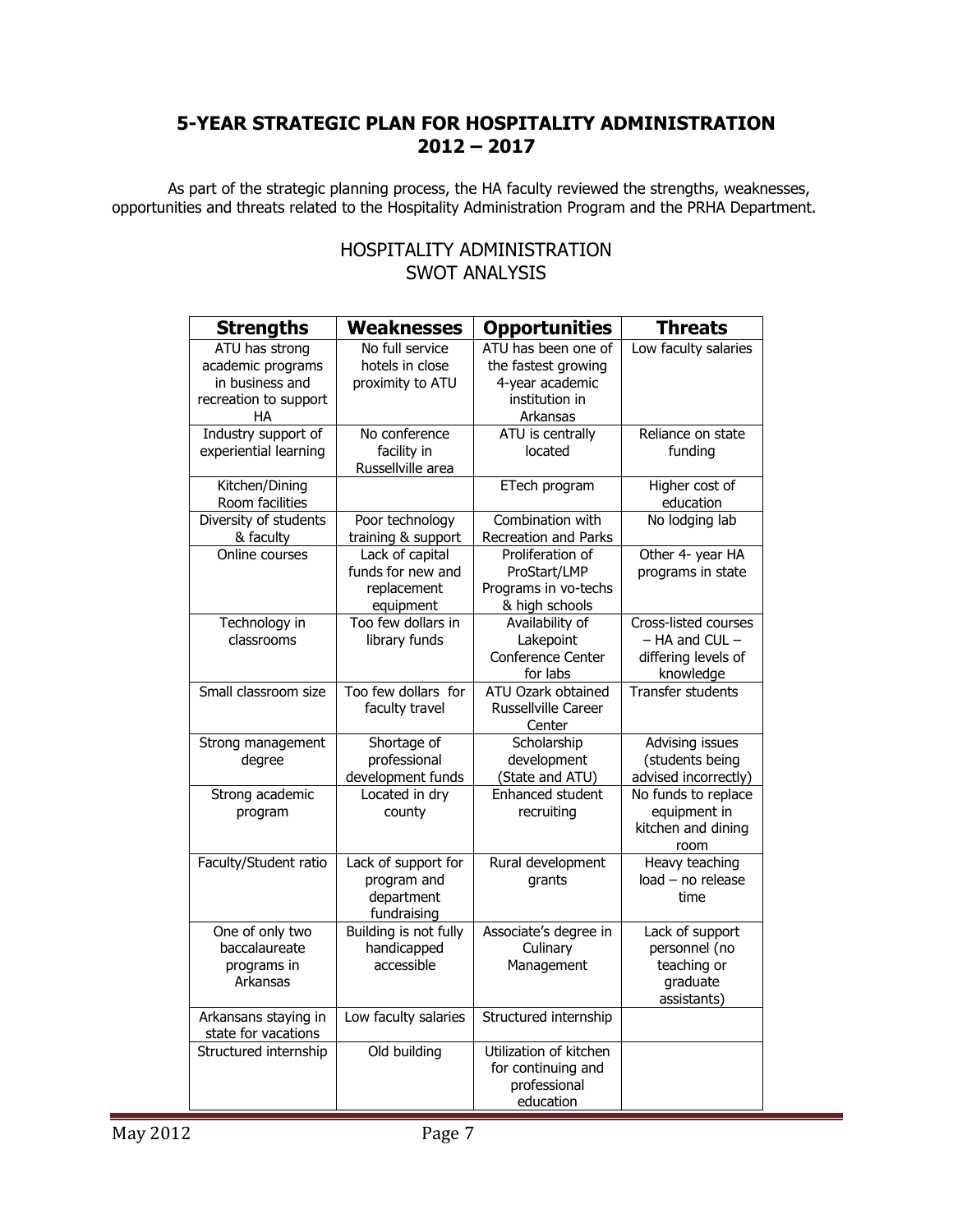## 5-YEAR STRATEGIC PLAN FOR HOSPITALITY ADMINISTRATION 2012 – 2017

As part of the strategic planning process, the HA faculty reviewed the strengths, weaknesses, opportunities and threats related to the Hospitality Administration Program and the PRHA Department.

### HOSPITALITY ADMINISTRATION SWOT ANALYSIS

| Strengths | Weaknesses | Opportunities | Threats |
|---|---|---|---|
| ATU has strong academic programs in business and recreation to support HA | No full service hotels in close proximity to ATU | ATU has been one of the fastest growing 4-year academic institution in Arkansas | Low faculty salaries |
| Industry support of experiential learning | No conference facility in Russellville area | ATU is centrally located | Reliance on state funding |
| Kitchen/Dining Room facilities | | ETech program | Higher cost of education |
| Diversity of students & faculty | Poor technology training & support | Combination with Recreation and Parks | No lodging lab |
| Online courses | Lack of capital funds for new and replacement equipment | Proliferation of ProStart/LMP Programs in vo-techs & high schools | Other 4- year HA programs in state |
| Technology in classrooms | Too few dollars in library funds | Availability of Lakepoint Conference Center for labs | Cross-listed courses – HA and CUL – differing levels of knowledge |
| Small classroom size | Too few dollars for faculty travel | ATU Ozark obtained Russellville Career Center | Transfer students |
| Strong management degree | Shortage of professional development funds | Scholarship development (State and ATU) | Advising issues (students being advised incorrectly) |
| Strong academic program | Located in dry county | Enhanced student recruiting | No funds to replace equipment in kitchen and dining room |
| Faculty/Student ratio | Lack of support for program and department fundraising | Rural development grants | Heavy teaching load – no release time |
| One of only two baccalaureate programs in Arkansas | Building is not fully handicapped accessible | Associate's degree in Culinary Management | Lack of support personnel (no teaching or graduate assistants) |
| Arkansans staying in state for vacations | Low faculty salaries | Structured internship | |
| Structured internship | Old building | Utilization of kitchen for continuing and professional education | |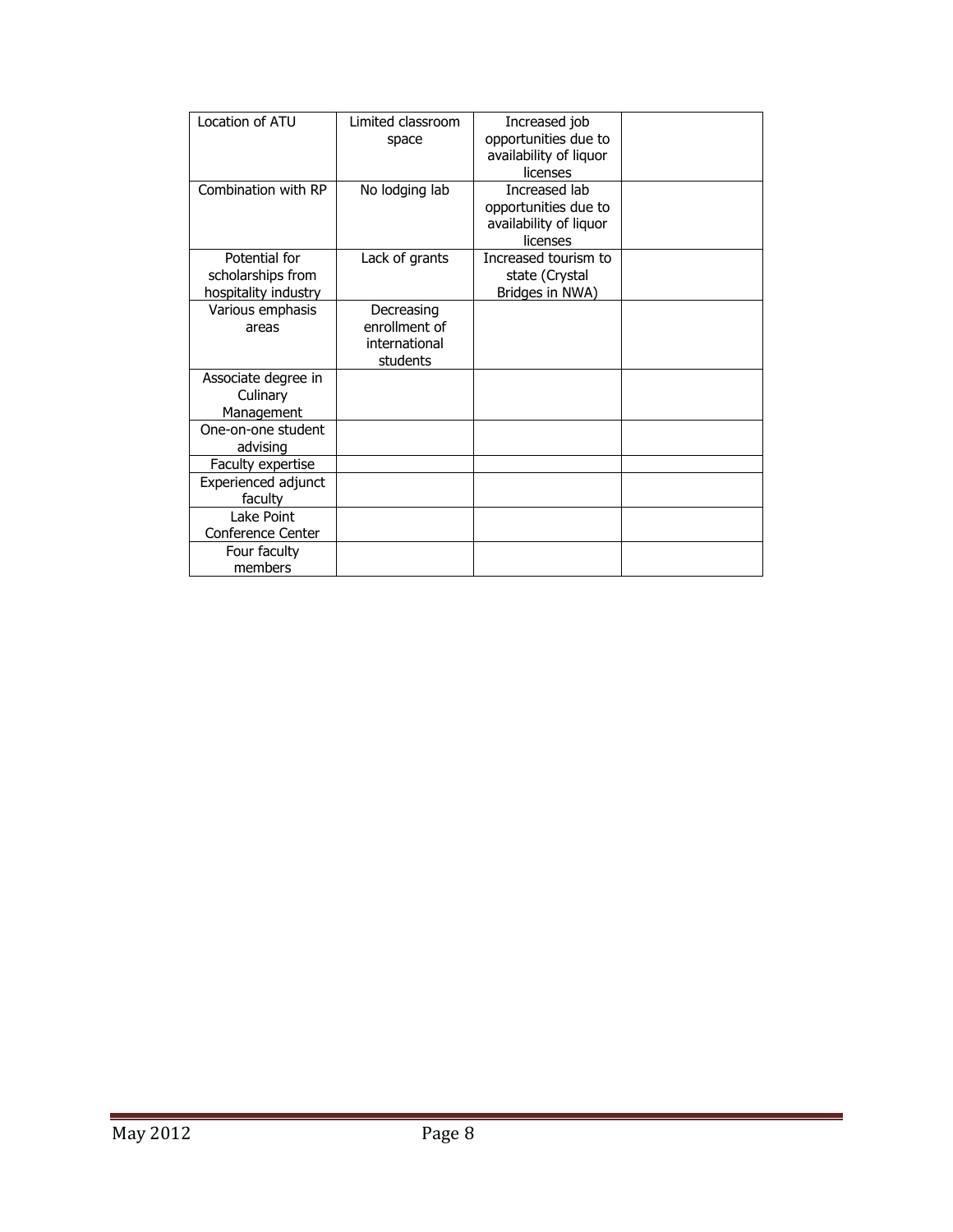| | | | |
|---|---|---|---|
| Location of ATU | Limited classroom space | Increased job opportunities due to availability of liquor licenses | |
| Combination with RP | No lodging lab | Increased lab opportunities due to availability of liquor licenses | |
| Potential for scholarships from hospitality industry | Lack of grants | Increased tourism to state (Crystal Bridges in NWA) | |
| Various emphasis areas | Decreasing enrollment of international students | | |
| Associate degree in Culinary Management | | | |
| One-on-one student advising | | | |
| Faculty expertise | | | |
| Experienced adjunct faculty | | | |
| Lake Point Conference Center | | | |
| Four faculty members | | | |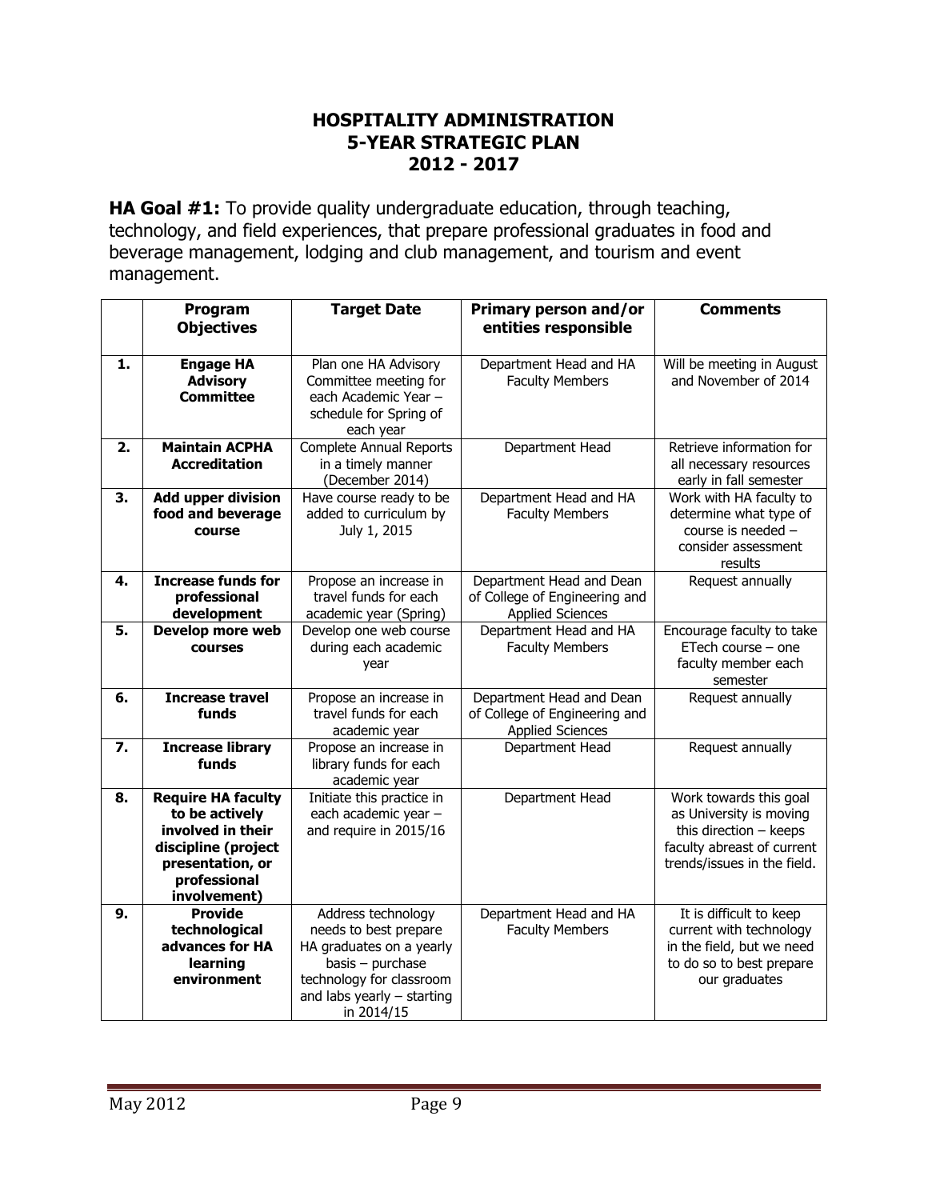# HOSPITALITY ADMINISTRATION 5-YEAR STRATEGIC PLAN 2012 - 2017

**HA Goal #1:** To provide quality undergraduate education, through teaching, technology, and field experiences, that prepare professional graduates in food and beverage management, lodging and club management, and tourism and event management.

| | Program Objectives | Target Date | Primary person and/or entities responsible | Comments |
|---|---|---|---|---|
| **1.** | **Engage HA Advisory Committee** | Plan one HA Advisory Committee meeting for each Academic Year – schedule for Spring of each year | Department Head and HA Faculty Members | Will be meeting in August and November of 2014 |
| **2.** | **Maintain ACPHA Accreditation** | Complete Annual Reports in a timely manner (December 2014) | Department Head | Retrieve information for all necessary resources early in fall semester |
| **3.** | **Add upper division food and beverage course** | Have course ready to be added to curriculum by July 1, 2015 | Department Head and HA Faculty Members | Work with HA faculty to determine what type of course is needed – consider assessment results |
| **4.** | **Increase funds for professional development** | Propose an increase in travel funds for each academic year (Spring) | Department Head and Dean of College of Engineering and Applied Sciences | Request annually |
| **5.** | **Develop more web courses** | Develop one web course during each academic year | Department Head and HA Faculty Members | Encourage faculty to take ETech course – one faculty member each semester |
| **6.** | **Increase travel funds** | Propose an increase in travel funds for each academic year | Department Head and Dean of College of Engineering and Applied Sciences | Request annually |
| **7.** | **Increase library funds** | Propose an increase in library funds for each academic year | Department Head | Request annually |
| **8.** | **Require HA faculty to be actively involved in their discipline (project presentation, or professional involvement)** | Initiate this practice in each academic year – and require in 2015/16 | Department Head | Work towards this goal as University is moving this direction – keeps faculty abreast of current trends/issues in the field. |
| **9.** | **Provide technological advances for HA learning environment** | Address technology needs to best prepare HA graduates on a yearly basis – purchase technology for classroom and labs yearly – starting in 2014/15 | Department Head and HA Faculty Members | It is difficult to keep current with technology in the field, but we need to do so to best prepare our graduates |

May 2012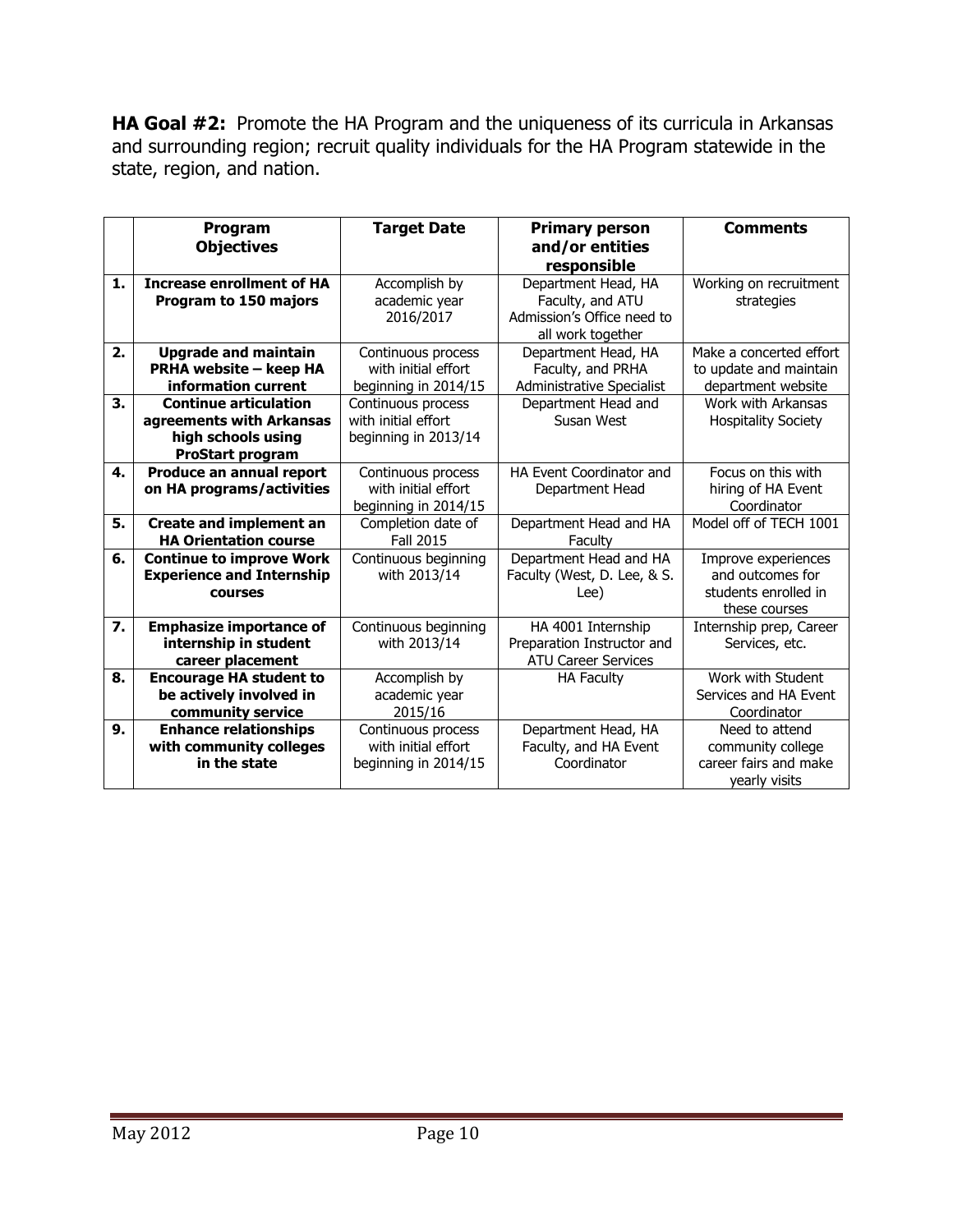**HA Goal #2:** Promote the HA Program and the uniqueness of its curricula in Arkansas and surrounding region; recruit quality individuals for the HA Program statewide in the state, region, and nation.

| | Program Objectives | Target Date | Primary person and/or entities responsible | Comments |
|---|---|---|---|---|
| 1. | **Increase enrollment of HA Program to 150 majors** | Accomplish by academic year 2016/2017 | Department Head, HA Faculty, and ATU Admission's Office need to all work together | Working on recruitment strategies |
| 2. | **Upgrade and maintain PRHA website – keep HA information current** | Continuous process with initial effort beginning in 2014/15 | Department Head, HA Faculty, and PRHA Administrative Specialist | Make a concerted effort to update and maintain department website |
| 3. | **Continue articulation agreements with Arkansas high schools using ProStart program** | Continuous process with initial effort beginning in 2013/14 | Department Head and Susan West | Work with Arkansas Hospitality Society |
| 4. | **Produce an annual report on HA programs/activities** | Continuous process with initial effort beginning in 2014/15 | HA Event Coordinator and Department Head | Focus on this with hiring of HA Event Coordinator |
| 5. | **Create and implement an HA Orientation course** | Completion date of Fall 2015 | Department Head and HA Faculty | Model off of TECH 1001 |
| 6. | **Continue to improve Work Experience and Internship courses** | Continuous beginning with 2013/14 | Department Head and HA Faculty (West, D. Lee, & S. Lee) | Improve experiences and outcomes for students enrolled in these courses |
| 7. | **Emphasize importance of internship in student career placement** | Continuous beginning with 2013/14 | HA 4001 Internship Preparation Instructor and ATU Career Services | Internship prep, Career Services, etc. |
| 8. | **Encourage HA student to be actively involved in community service** | Accomplish by academic year 2015/16 | HA Faculty | Work with Student Services and HA Event Coordinator |
| 9. | **Enhance relationships with community colleges in the state** | Continuous process with initial effort beginning in 2014/15 | Department Head, HA Faculty, and HA Event Coordinator | Need to attend community college career fairs and make yearly visits |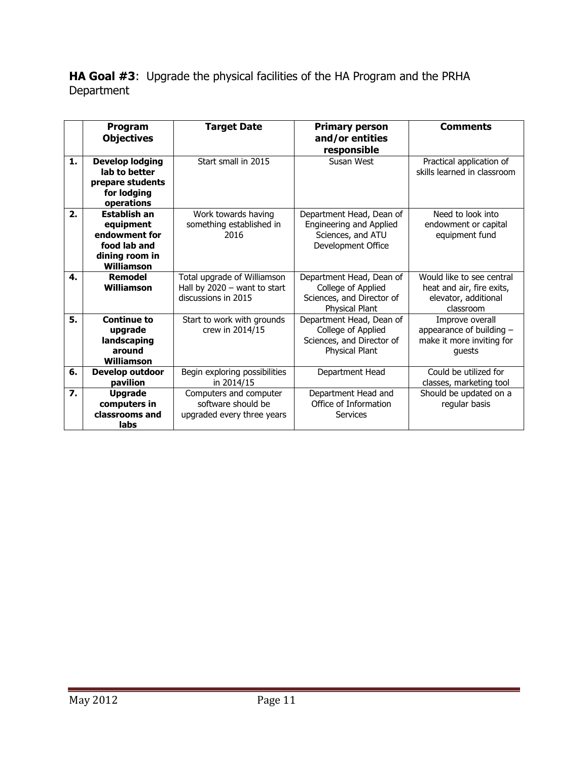**HA Goal #3**: Upgrade the physical facilities of the HA Program and the PRHA Department

| | Program Objectives | Target Date | Primary person and/or entities responsible | Comments |
|---|---|---|---|---|
| **1.** | **Develop lodging lab to better prepare students for lodging operations** | Start small in 2015 | Susan West | Practical application of skills learned in classroom |
| **2.** | **Establish an equipment endowment for food lab and dining room in Williamson** | Work towards having something established in 2016 | Department Head, Dean of Engineering and Applied Sciences, and ATU Development Office | Need to look into endowment or capital equipment fund |
| **4.** | **Remodel Williamson** | Total upgrade of Williamson Hall by 2020 – want to start discussions in 2015 | Department Head, Dean of College of Applied Sciences, and Director of Physical Plant | Would like to see central heat and air, fire exits, elevator, additional classroom |
| **5.** | **Continue to upgrade landscaping around Williamson** | Start to work with grounds crew in 2014/15 | Department Head, Dean of College of Applied Sciences, and Director of Physical Plant | Improve overall appearance of building – make it more inviting for guests |
| **6.** | **Develop outdoor pavilion** | Begin exploring possibilities in 2014/15 | Department Head | Could be utilized for classes, marketing tool |
| **7.** | **Upgrade computers in classrooms and labs** | Computers and computer software should be upgraded every three years | Department Head and Office of Information Services | Should be updated on a regular basis |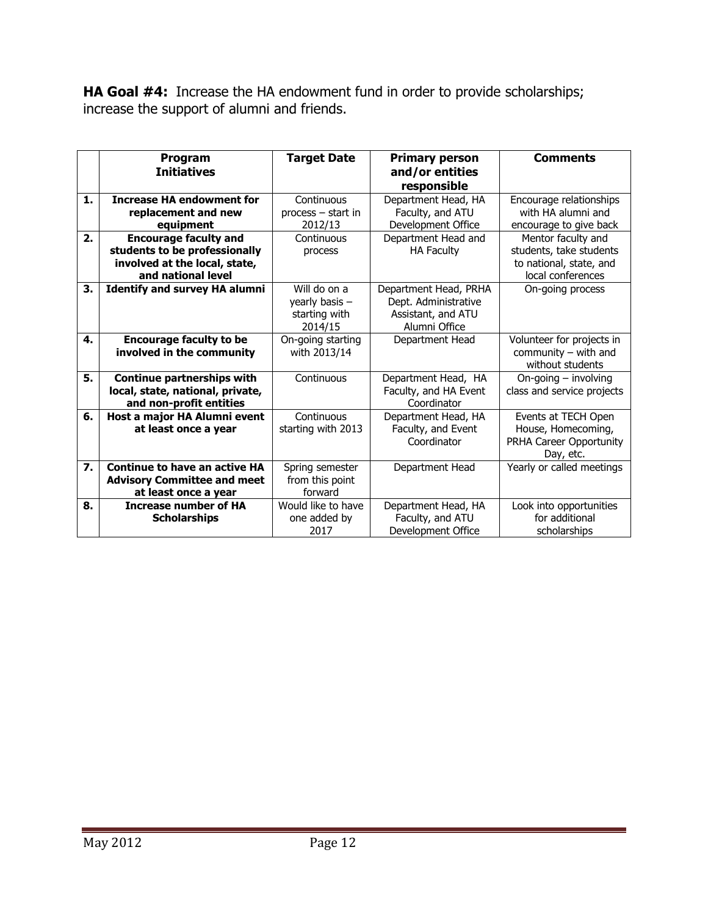**HA Goal #4:** Increase the HA endowment fund in order to provide scholarships; increase the support of alumni and friends.

| | Program Initiatives | Target Date | Primary person and/or entities responsible | Comments |
|---|---|---|---|---|
| **1.** | **Increase HA endowment for replacement and new equipment** | Continuous process – start in 2012/13 | Department Head, HA Faculty, and ATU Development Office | Encourage relationships with HA alumni and encourage to give back |
| **2.** | **Encourage faculty and students to be professionally involved at the local, state, and national level** | Continuous process | Department Head and HA Faculty | Mentor faculty and students, take students to national, state, and local conferences |
| **3.** | **Identify and survey HA alumni** | Will do on a yearly basis – starting with 2014/15 | Department Head, PRHA Dept. Administrative Assistant, and ATU Alumni Office | On-going process |
| **4.** | **Encourage faculty to be involved in the community** | On-going starting with 2013/14 | Department Head | Volunteer for projects in community – with and without students |
| **5.** | **Continue partnerships with local, state, national, private, and non-profit entities** | Continuous | Department Head, HA Faculty, and HA Event Coordinator | On-going – involving class and service projects |
| **6.** | **Host a major HA Alumni event at least once a year** | Continuous starting with 2013 | Department Head, HA Faculty, and Event Coordinator | Events at TECH Open House, Homecoming, PRHA Career Opportunity Day, etc. |
| **7.** | **Continue to have an active HA Advisory Committee and meet at least once a year** | Spring semester from this point forward | Department Head | Yearly or called meetings |
| **8.** | **Increase number of HA Scholarships** | Would like to have one added by 2017 | Department Head, HA Faculty, and ATU Development Office | Look into opportunities for additional scholarships |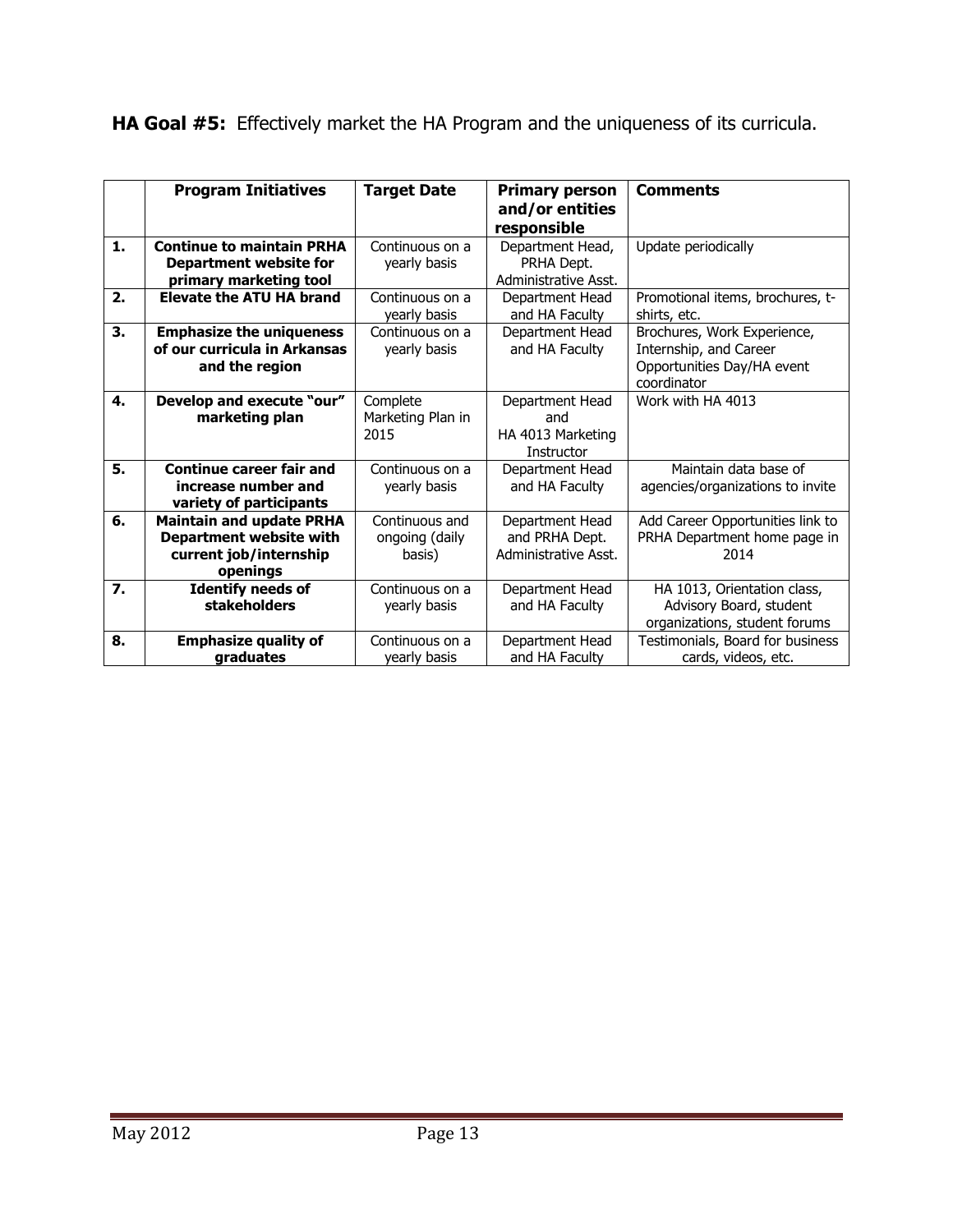**HA Goal #5:** Effectively market the HA Program and the uniqueness of its curricula.

| | Program Initiatives | Target Date | Primary person and/or entities responsible | Comments |
|---|---|---|---|---|
| 1. | **Continue to maintain PRHA Department website for primary marketing tool** | Continuous on a yearly basis | Department Head, PRHA Dept. Administrative Asst. | Update periodically |
| 2. | **Elevate the ATU HA brand** | Continuous on a yearly basis | Department Head and HA Faculty | Promotional items, brochures, t-shirts, etc. |
| 3. | **Emphasize the uniqueness of our curricula in Arkansas and the region** | Continuous on a yearly basis | Department Head and HA Faculty | Brochures, Work Experience, Internship, and Career Opportunities Day/HA event coordinator |
| 4. | **Develop and execute "our" marketing plan** | Complete Marketing Plan in 2015 | Department Head and HA 4013 Marketing Instructor | Work with HA 4013 |
| 5. | **Continue career fair and increase number and variety of participants** | Continuous on a yearly basis | Department Head and HA Faculty | Maintain data base of agencies/organizations to invite |
| 6. | **Maintain and update PRHA Department website with current job/internship openings** | Continuous and ongoing (daily basis) | Department Head and PRHA Dept. Administrative Asst. | Add Career Opportunities link to PRHA Department home page in 2014 |
| 7. | **Identify needs of stakeholders** | Continuous on a yearly basis | Department Head and HA Faculty | HA 1013, Orientation class, Advisory Board, student organizations, student forums |
| 8. | **Emphasize quality of graduates** | Continuous on a yearly basis | Department Head and HA Faculty | Testimonials, Board for business cards, videos, etc. |